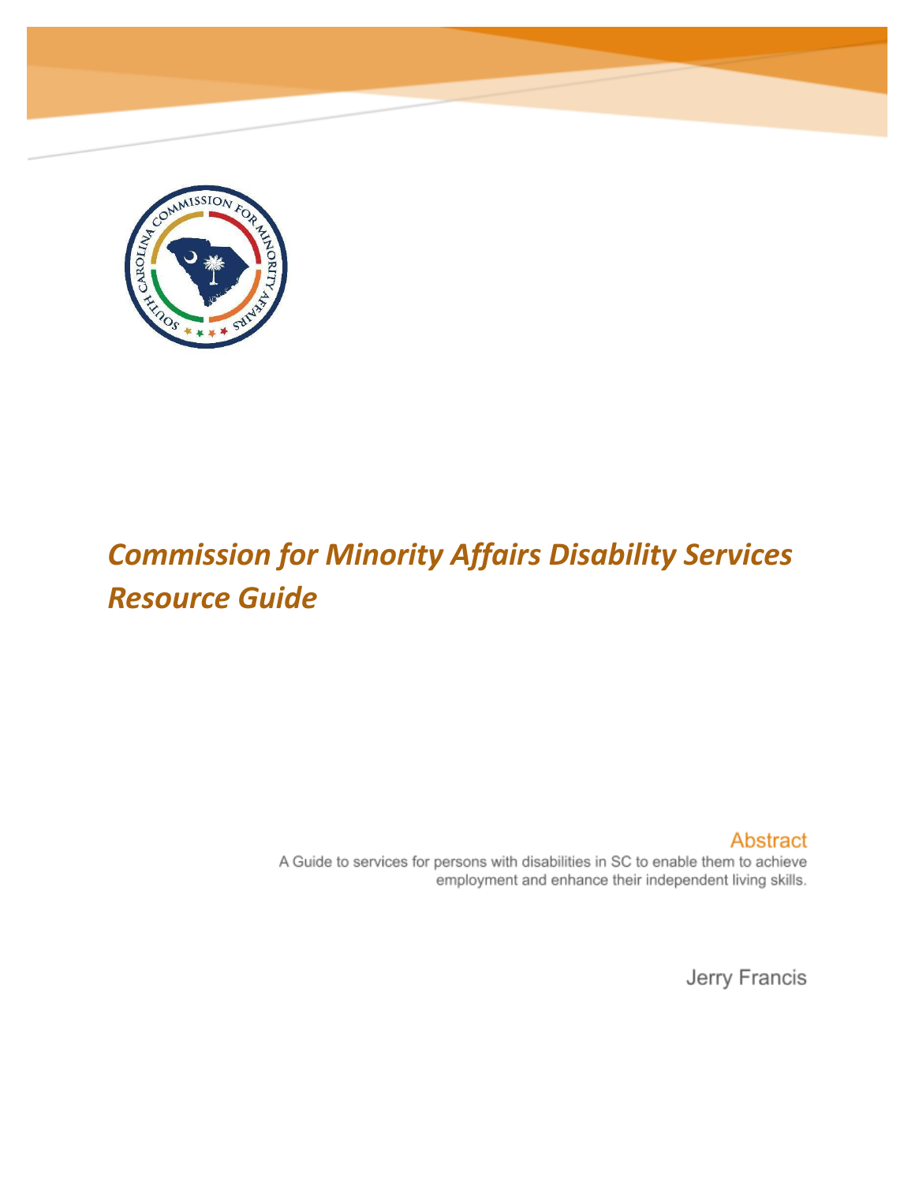# *Commission for Minority Affairs Disability Services Resource Guide*

## Abstract

A Guide to services for persons with disabilities in SC to enable them to achieve employment and enhance their independent living skills.

Jerry Francis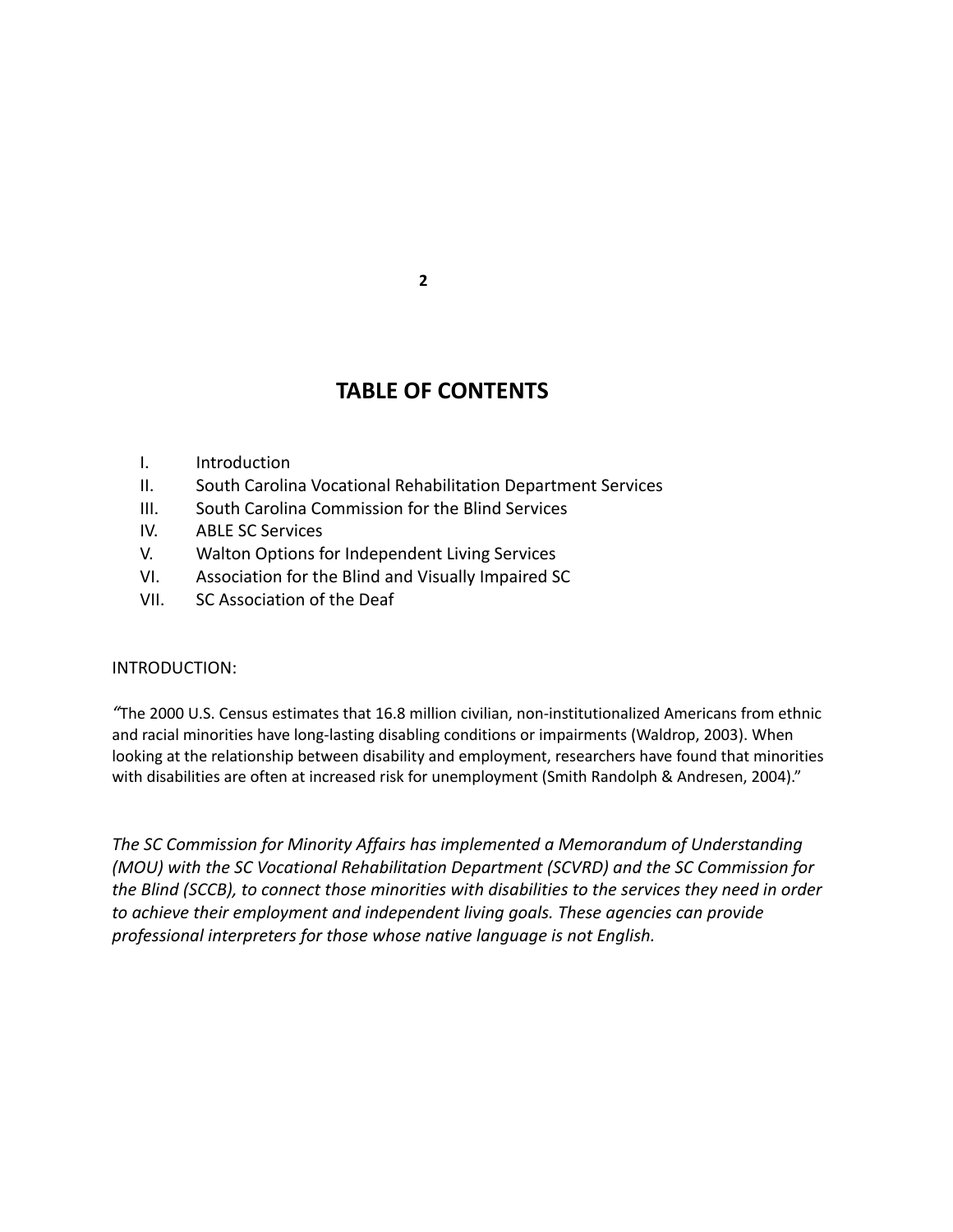## TABLE OF CONTENTS

I. Introduction
II. South Carolina Vocational Rehabilitation Department Services
III. South Carolina Commission for the Blind Services
IV. ABLE SC Services
V. Walton Options for Independent Living Services
VI. Association for the Blind and Visually Impaired SC
VII. SC Association of the Deaf

INTRODUCTION:

"The 2000 U.S. Census estimates that 16.8 million civilian, non-institutionalized Americans from ethnic and racial minorities have long-lasting disabling conditions or impairments (Waldrop, 2003). When looking at the relationship between disability and employment, researchers have found that minorities with disabilities are often at increased risk for unemployment (Smith Randolph & Andresen, 2004)."

*The SC Commission for Minority Affairs has implemented a Memorandum of Understanding (MOU) with the SC Vocational Rehabilitation Department (SCVRD) and the SC Commission for the Blind (SCCB), to connect those minorities with disabilities to the services they need in order to achieve their employment and independent living goals. These agencies can provide professional interpreters for those whose native language is not English.*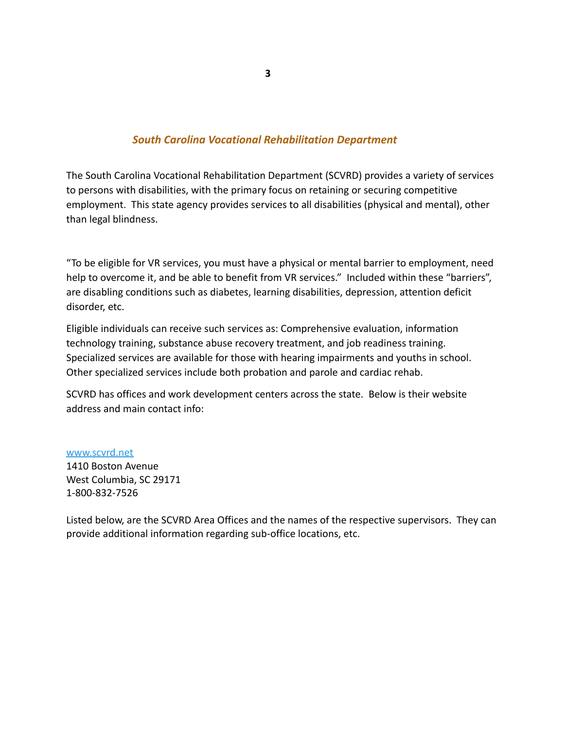## *South Carolina Vocational Rehabilitation Department*

The South Carolina Vocational Rehabilitation Department (SCVRD) provides a variety of services to persons with disabilities, with the primary focus on retaining or securing competitive employment. This state agency provides services to all disabilities (physical and mental), other than legal blindness.

"To be eligible for VR services, you must have a physical or mental barrier to employment, need help to overcome it, and be able to benefit from VR services." Included within these "barriers", are disabling conditions such as diabetes, learning disabilities, depression, attention deficit disorder, etc.

Eligible individuals can receive such services as: Comprehensive evaluation, information technology training, substance abuse recovery treatment, and job readiness training. Specialized services are available for those with hearing impairments and youths in school. Other specialized services include both probation and parole and cardiac rehab.

SCVRD has offices and work development centers across the state. Below is their website address and main contact info:

[www.scvrd.net](http://www.scvrd.net)
1410 Boston Avenue
West Columbia, SC 29171
1-800-832-7526

Listed below, are the SCVRD Area Offices and the names of the respective supervisors. They can provide additional information regarding sub-office locations, etc.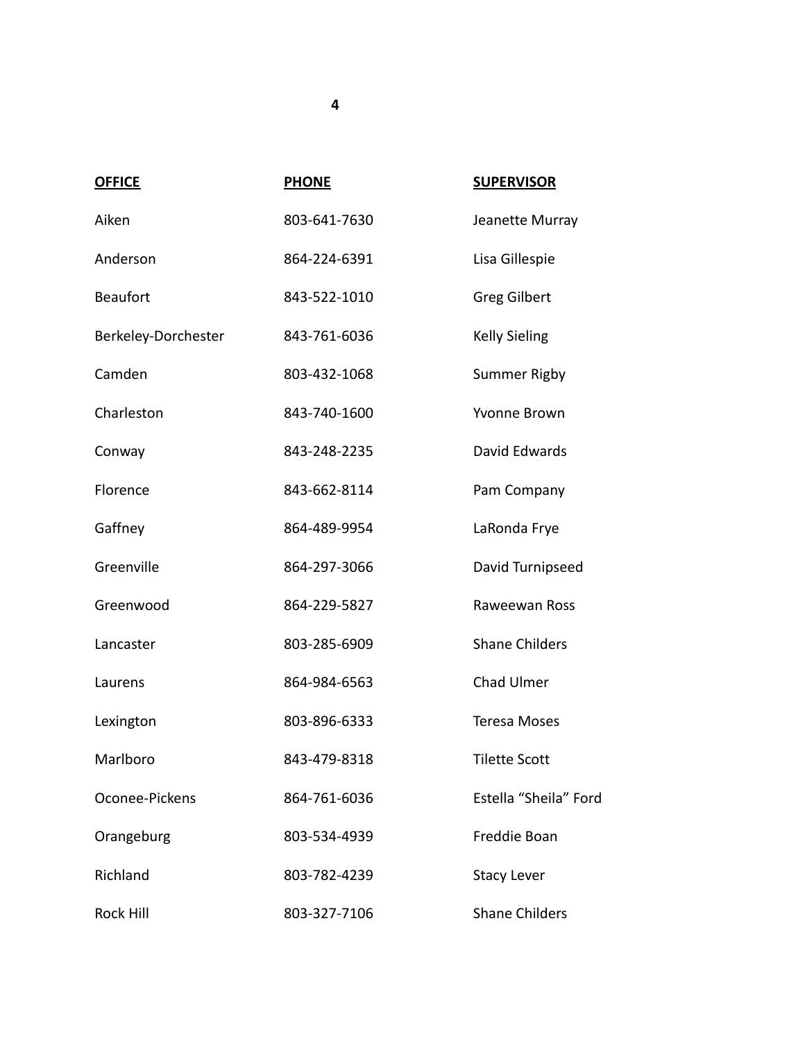| OFFICE | PHONE | SUPERVISOR |
|---|---|---|
| Aiken | 803-641-7630 | Jeanette Murray |
| Anderson | 864-224-6391 | Lisa Gillespie |
| Beaufort | 843-522-1010 | Greg Gilbert |
| Berkeley-Dorchester | 843-761-6036 | Kelly Sieling |
| Camden | 803-432-1068 | Summer Rigby |
| Charleston | 843-740-1600 | Yvonne Brown |
| Conway | 843-248-2235 | David Edwards |
| Florence | 843-662-8114 | Pam Company |
| Gaffney | 864-489-9954 | LaRonda Frye |
| Greenville | 864-297-3066 | David Turnipseed |
| Greenwood | 864-229-5827 | Raweewan Ross |
| Lancaster | 803-285-6909 | Shane Childers |
| Laurens | 864-984-6563 | Chad Ulmer |
| Lexington | 803-896-6333 | Teresa Moses |
| Marlboro | 843-479-8318 | Tilette Scott |
| Oconee-Pickens | 864-761-6036 | Estella "Sheila" Ford |
| Orangeburg | 803-534-4939 | Freddie Boan |
| Richland | 803-782-4239 | Stacy Lever |
| Rock Hill | 803-327-7106 | Shane Childers |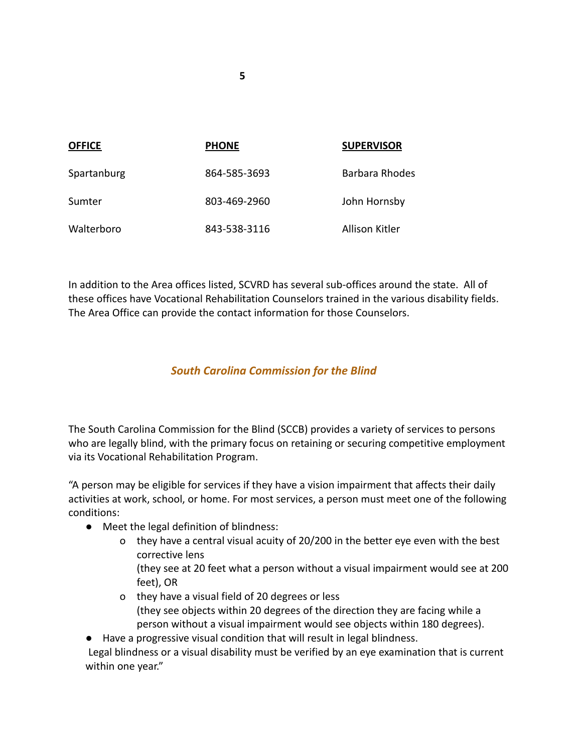| OFFICE | PHONE | SUPERVISOR |
|---|---|---|
| Spartanburg | 864-585-3693 | Barbara Rhodes |
| Sumter | 803-469-2960 | John Hornsby |
| Walterboro | 843-538-3116 | Allison Kitler |

In addition to the Area offices listed, SCVRD has several sub-offices around the state. All of these offices have Vocational Rehabilitation Counselors trained in the various disability fields. The Area Office can provide the contact information for those Counselors.

## *South Carolina Commission for the Blind*

The South Carolina Commission for the Blind (SCCB) provides a variety of services to persons who are legally blind, with the primary focus on retaining or securing competitive employment via its Vocational Rehabilitation Program.

"A person may be eligible for services if they have a vision impairment that affects their daily activities at work, school, or home. For most services, a person must meet one of the following conditions:

- Meet the legal definition of blindness:
    - they have a central visual acuity of 20/200 in the better eye even with the best corrective lens
      (they see at 20 feet what a person without a visual impairment would see at 200 feet), OR
    - they have a visual field of 20 degrees or less
      (they see objects within 20 degrees of the direction they are facing while a person without a visual impairment would see objects within 180 degrees).
- Have a progressive visual condition that will result in legal blindness.

Legal blindness or a visual disability must be verified by an eye examination that is current within one year."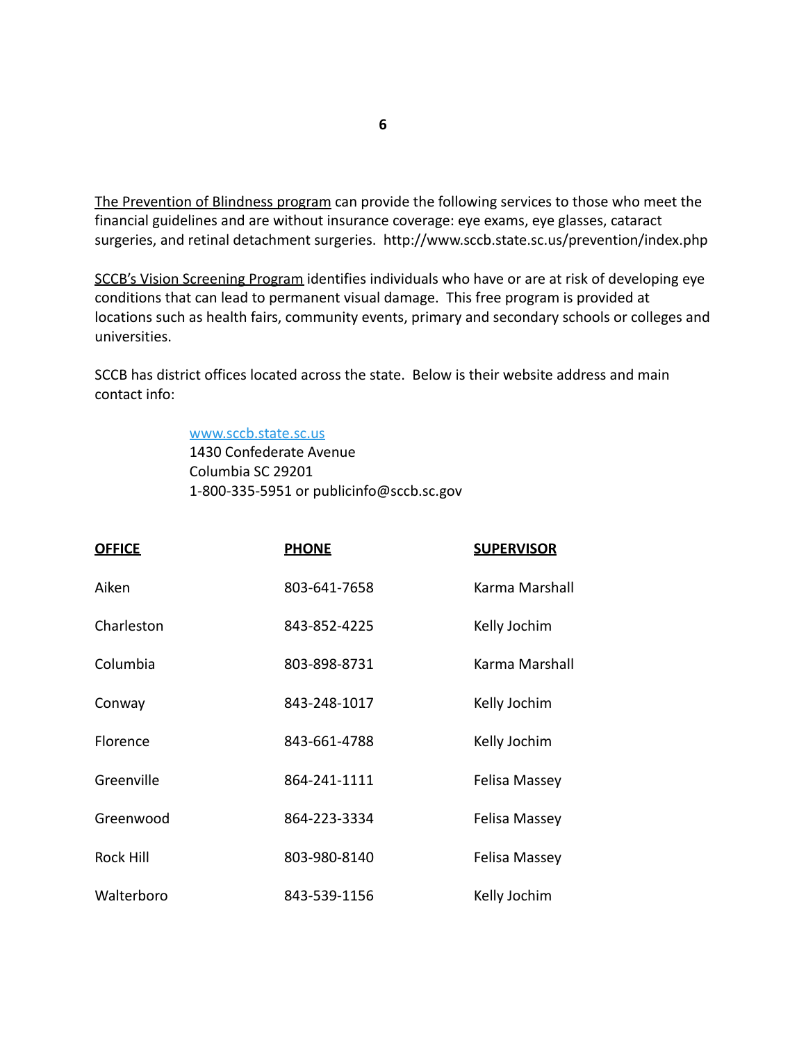The Prevention of Blindness program can provide the following services to those who meet the financial guidelines and are without insurance coverage: eye exams, eye glasses, cataract surgeries, and retinal detachment surgeries. http://www.sccb.state.sc.us/prevention/index.php

SCCB's Vision Screening Program identifies individuals who have or are at risk of developing eye conditions that can lead to permanent visual damage. This free program is provided at locations such as health fairs, community events, primary and secondary schools or colleges and universities.

SCCB has district offices located across the state. Below is their website address and main contact info:

> [www.sccb.state.sc.us](http://www.sccb.state.sc.us)
> 1430 Confederate Avenue
> Columbia SC 29201
> 1-800-335-5951 or publicinfo@sccb.sc.gov

| OFFICE | PHONE | SUPERVISOR |
| --- | --- | --- |
| Aiken | 803-641-7658 | Karma Marshall |
| Charleston | 843-852-4225 | Kelly Jochim |
| Columbia | 803-898-8731 | Karma Marshall |
| Conway | 843-248-1017 | Kelly Jochim |
| Florence | 843-661-4788 | Kelly Jochim |
| Greenville | 864-241-1111 | Felisa Massey |
| Greenwood | 864-223-3334 | Felisa Massey |
| Rock Hill | 803-980-8140 | Felisa Massey |
| Walterboro | 843-539-1156 | Kelly Jochim |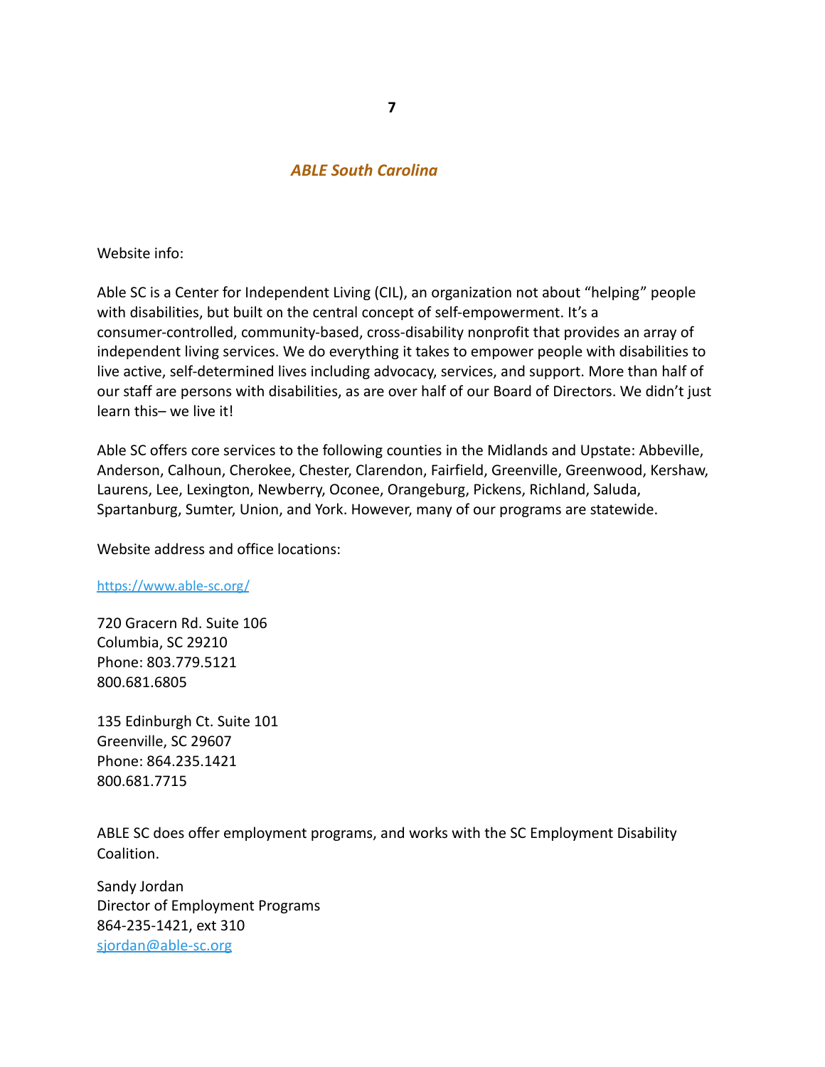## *ABLE South Carolina*

Website info:

Able SC is a Center for Independent Living (CIL), an organization not about "helping" people with disabilities, but built on the central concept of self-empowerment. It's a consumer-controlled, community-based, cross-disability nonprofit that provides an array of independent living services. We do everything it takes to empower people with disabilities to live active, self-determined lives including advocacy, services, and support. More than half of our staff are persons with disabilities, as are over half of our Board of Directors. We didn't just learn this– we live it!

Able SC offers core services to the following counties in the Midlands and Upstate: Abbeville, Anderson, Calhoun, Cherokee, Chester, Clarendon, Fairfield, Greenville, Greenwood, Kershaw, Laurens, Lee, Lexington, Newberry, Oconee, Orangeburg, Pickens, Richland, Saluda, Spartanburg, Sumter, Union, and York. However, many of our programs are statewide.

Website address and office locations:

[https://www.able-sc.org/](https://www.able-sc.org/)

720 Gracern Rd. Suite 106
Columbia, SC 29210
Phone: 803.779.5121
800.681.6805

135 Edinburgh Ct. Suite 101
Greenville, SC 29607
Phone: 864.235.1421
800.681.7715

ABLE SC does offer employment programs, and works with the SC Employment Disability Coalition.

Sandy Jordan
Director of Employment Programs
864-235-1421, ext 310
[sjordan@able-sc.org](mailto:sjordan@able-sc.org)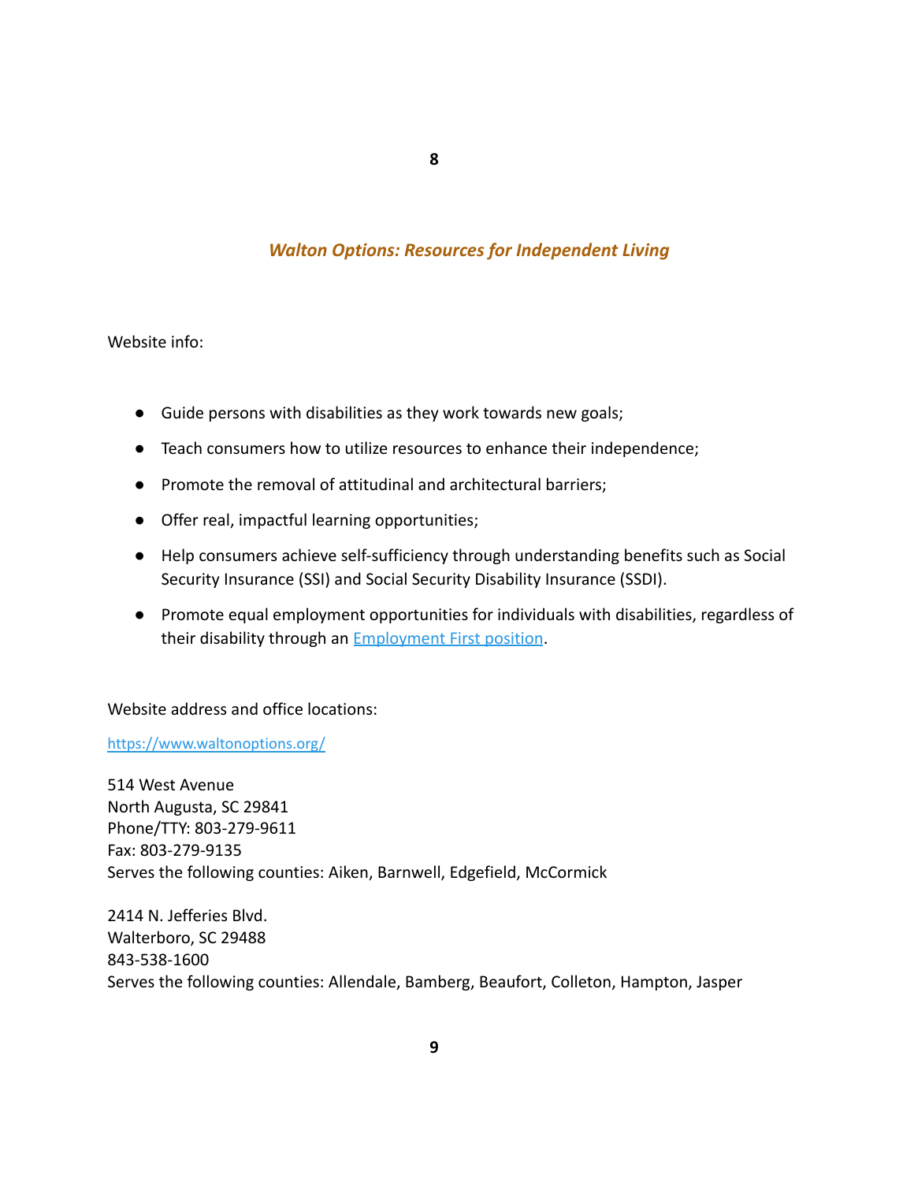## *Walton Options: Resources for Independent Living*

Website info:

- Guide persons with disabilities as they work towards new goals;
- Teach consumers how to utilize resources to enhance their independence;
- Promote the removal of attitudinal and architectural barriers;
- Offer real, impactful learning opportunities;
- Help consumers achieve self-sufficiency through understanding benefits such as Social Security Insurance (SSI) and Social Security Disability Insurance (SSDI).
- Promote equal employment opportunities for individuals with disabilities, regardless of their disability through an [Employment First position](#).

Website address and office locations:

[https://www.waltonoptions.org/](https://www.waltonoptions.org/)

514 West Avenue
North Augusta, SC 29841
Phone/TTY: 803-279-9611
Fax: 803-279-9135
Serves the following counties: Aiken, Barnwell, Edgefield, McCormick

2414 N. Jefferies Blvd.
Walterboro, SC 29488
843-538-1600
Serves the following counties: Allendale, Bamberg, Beaufort, Colleton, Hampton, Jasper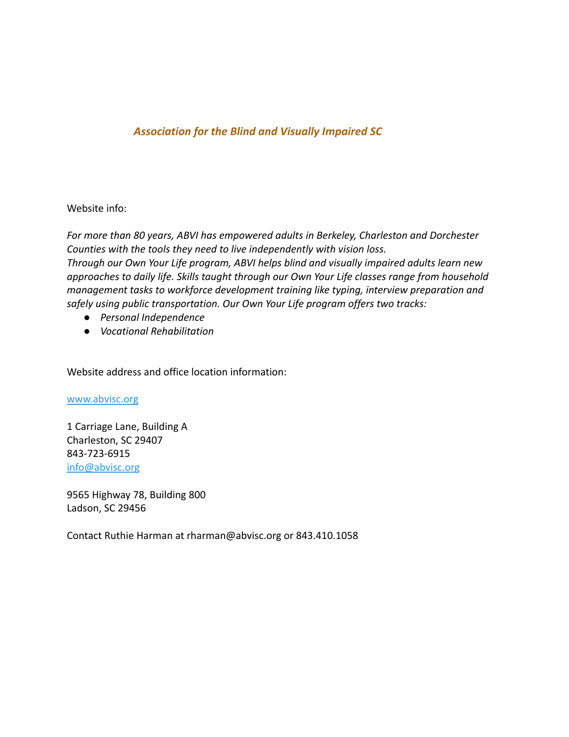***Association for the Blind and Visually Impaired SC***

Website info:

*For more than 80 years, ABVI has empowered adults in Berkeley, Charleston and Dorchester Counties with the tools they need to live independently with vision loss.*
*Through our Own Your Life program, ABVI helps blind and visually impaired adults learn new approaches to daily life. Skills taught through our Own Your Life classes range from household management tasks to workforce development training like typing, interview preparation and safely using public transportation. Our Own Your Life program offers two tracks:*

- *Personal Independence*
- *Vocational Rehabilitation*

Website address and office location information:

www.abvisc.org

1 Carriage Lane, Building A
Charleston, SC 29407
843-723-6915
info@abvisc.org

9565 Highway 78, Building 800
Ladson, SC 29456

Contact Ruthie Harman at rharman@abvisc.org or 843.410.1058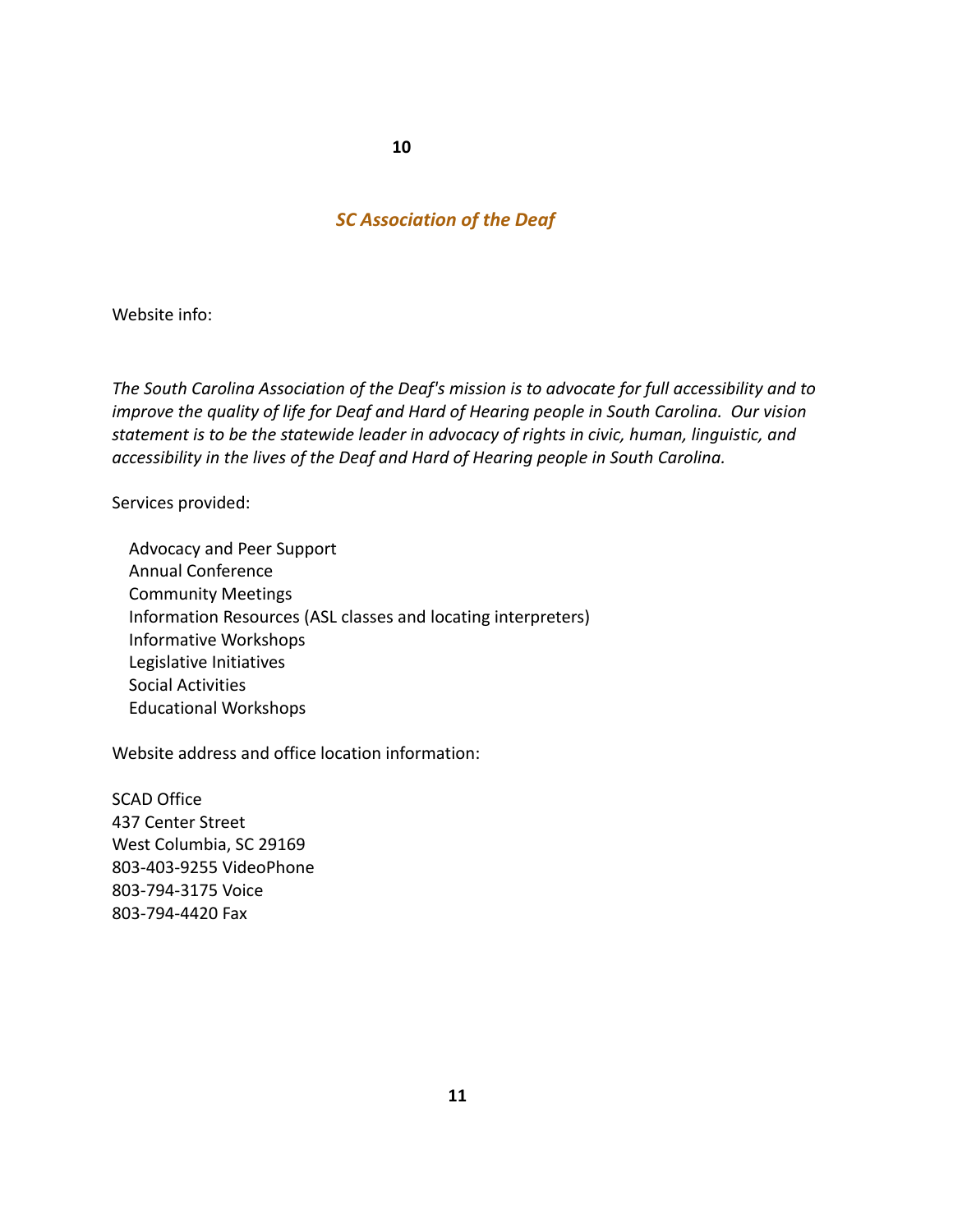## *SC Association of the Deaf*

Website info:

*The South Carolina Association of the Deaf's mission is to advocate for full accessibility and to improve the quality of life for Deaf and Hard of Hearing people in South Carolina. Our vision statement is to be the statewide leader in advocacy of rights in civic, human, linguistic, and accessibility in the lives of the Deaf and Hard of Hearing people in South Carolina.*

Services provided:

- Advocacy and Peer Support
- Annual Conference
- Community Meetings
- Information Resources (ASL classes and locating interpreters)
- Informative Workshops
- Legislative Initiatives
- Social Activities
- Educational Workshops

Website address and office location information:

SCAD Office  
437 Center Street  
West Columbia, SC 29169  
803-403-9255 VideoPhone  
803-794-3175 Voice  
803-794-4420 Fax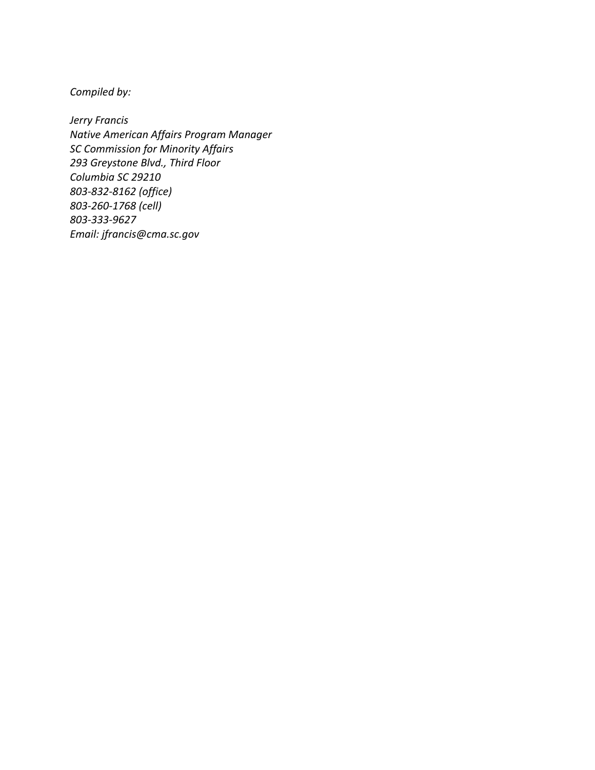*Compiled by:*

*Jerry Francis*
*Native American Affairs Program Manager*
*SC Commission for Minority Affairs*
*293 Greystone Blvd., Third Floor*
*Columbia SC 29210*
*803-832-8162 (office)*
*803-260-1768 (cell)*
*803-333-9627*
*Email: jfrancis@cma.sc.gov*